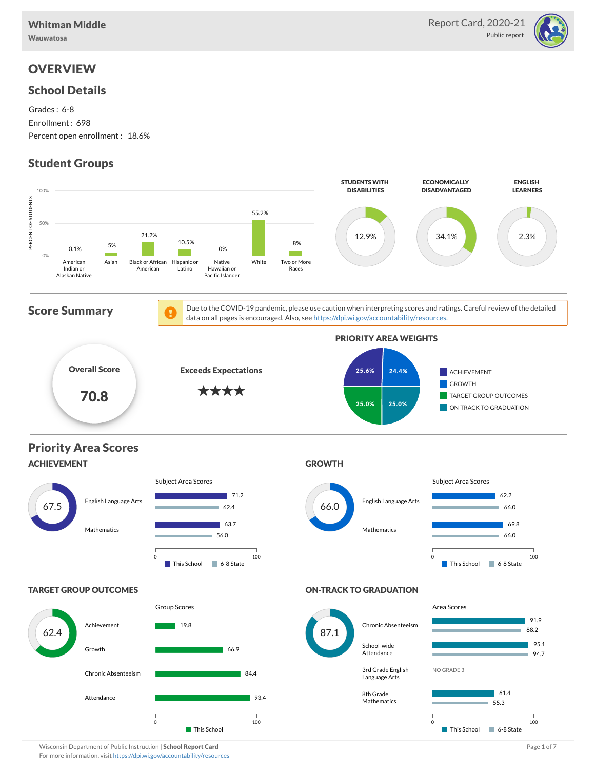Whitman Middle
Wauwatosa

Report Card, 2020-21
Public report

# OVERVIEW

## School Details

Grades : 6-8
Enrollment : 698
Percent open enrollment : 18.6%

## Student Groups

| American Indian or Alaskan Native | Asian | Black or African American | Hispanic or Latino | Native Hawaiian or Pacific Islander | White | Two or More Races |
|---|---|---|---|---|---|---|
| 0.1% | 5% | 21.2% | 10.5% | 0% | 55.2% | 8% |

| STUDENTS WITH DISABILITIES | ECONOMICALLY DISADVANTAGED | ENGLISH LEARNERS |
|---|---|---|
| 12.9% | 34.1% | 2.3% |

## Score Summary

Due to the COVID-19 pandemic, please use caution when interpreting scores and ratings. Careful review of the detailed data on all pages is encouraged. Also, see https://dpi.wi.gov/accountability/resources.

**Overall Score:** 70.8

**Exceeds Expectations** ★★★★

### PRIORITY AREA WEIGHTS

| Priority Area | Weight |
|---|---|
| ACHIEVEMENT | 25.6% |
| GROWTH | 24.4% |
| TARGET GROUP OUTCOMES | 25.0% |
| ON-TRACK TO GRADUATION | 25.0% |

## Priority Area Scores

### ACHIEVEMENT

Score: 67.5

Subject Area Scores

| Subject | This School | 6-8 State |
|---|---|---|
| English Language Arts | 71.2 | 62.4 |
| Mathematics | 63.7 | 56.0 |

### GROWTH

Score: 66.0

Subject Area Scores

| Subject | This School | 6-8 State |
|---|---|---|
| English Language Arts | 62.2 | 66.0 |
| Mathematics | 69.8 | 66.0 |

### TARGET GROUP OUTCOMES

Score: 62.4

Group Scores

| Group | This School |
|---|---|
| Achievement | 19.8 |
| Growth | 66.9 |
| Chronic Absenteeism | 84.4 |
| Attendance | 93.4 |

### ON-TRACK TO GRADUATION

Score: 87.1

Area Scores

| Area | This School | 6-8 State |
|---|---|---|
| Chronic Absenteeism | 91.9 | 88.2 |
| School-wide Attendance | 95.1 | 94.7 |
| 3rd Grade English Language Arts | NO GRADE 3 | |
| 8th Grade Mathematics | 61.4 | 55.3 |

Wisconsin Department of Public Instruction | **School Report Card**
For more information, visit https://dpi.wi.gov/accountability/resources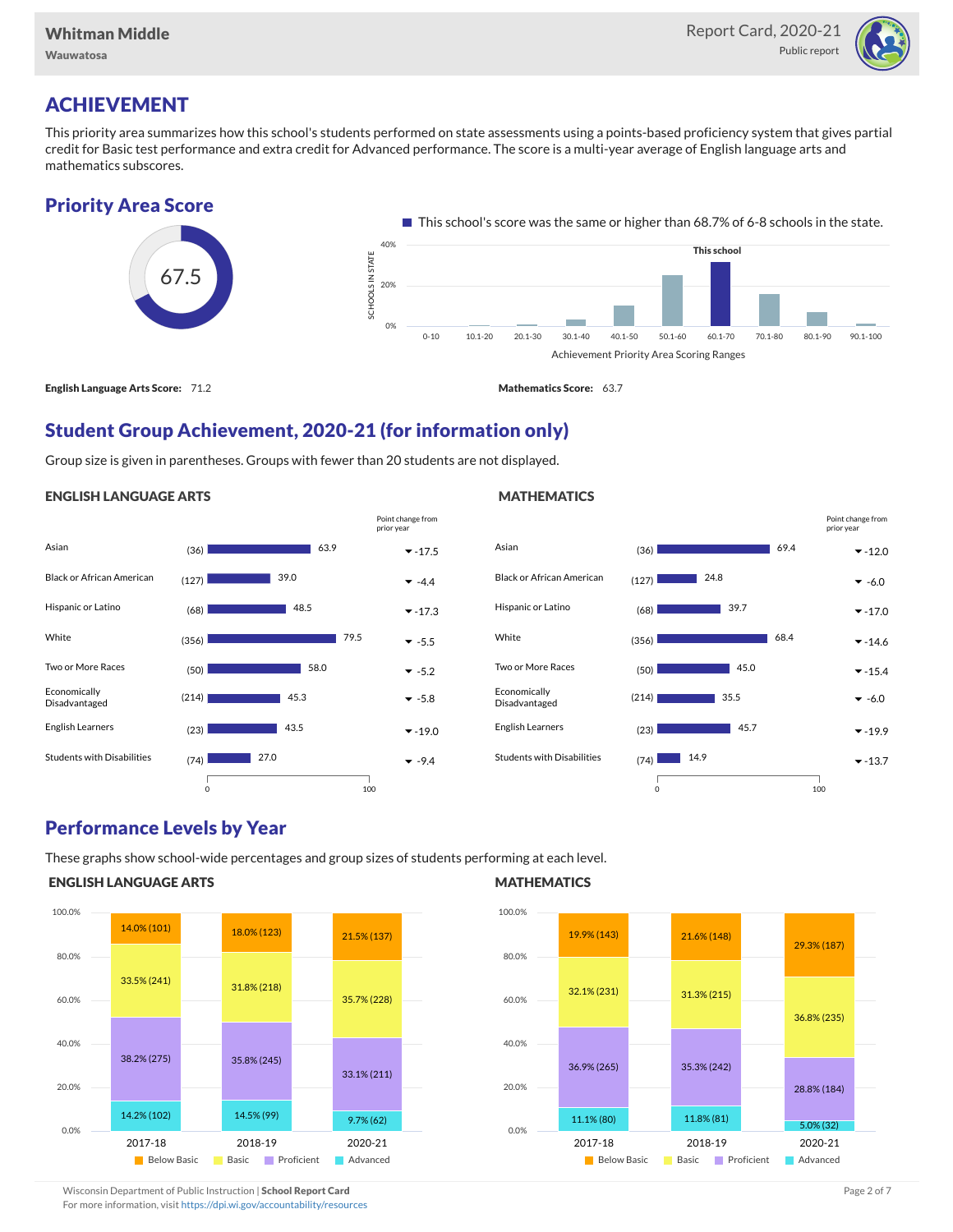Whitman Middle

Wauwatosa

Report Card, 2020-21

Public report

# ACHIEVEMENT

This priority area summarizes how this school's students performed on state assessments using a points-based proficiency system that gives partial credit for Basic test performance and extra credit for Advanced performance. The score is a multi-year average of English language arts and mathematics subscores.

## Priority Area Score

67.5

This school's score was the same or higher than 68.7% of 6-8 schools in the state.

**English Language Arts Score:** 71.2

**Mathematics Score:** 63.7

## Student Group Achievement, 2020-21 (for information only)

Group size is given in parentheses. Groups with fewer than 20 students are not displayed.

### ENGLISH LANGUAGE ARTS

| Group | Size | Score | Point change from prior year |
|---|---|---|---|
| Asian | (36) | 63.9 | -17.5 |
| Black or African American | (127) | 39.0 | -4.4 |
| Hispanic or Latino | (68) | 48.5 | -17.3 |
| White | (356) | 79.5 | -5.5 |
| Two or More Races | (50) | 58.0 | -5.2 |
| Economically Disadvantaged | (214) | 45.3 | -5.8 |
| English Learners | (23) | 43.5 | -19.0 |
| Students with Disabilities | (74) | 27.0 | -9.4 |

### MATHEMATICS

| Group | Size | Score | Point change from prior year |
|---|---|---|---|
| Asian | (36) | 69.4 | -12.0 |
| Black or African American | (127) | 24.8 | -6.0 |
| Hispanic or Latino | (68) | 39.7 | -17.0 |
| White | (356) | 68.4 | -14.6 |
| Two or More Races | (50) | 45.0 | -15.4 |
| Economically Disadvantaged | (214) | 35.5 | -6.0 |
| English Learners | (23) | 45.7 | -19.9 |
| Students with Disabilities | (74) | 14.9 | -13.7 |

## Performance Levels by Year

These graphs show school-wide percentages and group sizes of students performing at each level.

### ENGLISH LANGUAGE ARTS

| Level | 2017-18 | 2018-19 | 2020-21 |
|---|---|---|---|
| Below Basic | 14.0% (101) | 18.0% (123) | 21.5% (137) |
| Basic | 33.5% (241) | 31.8% (218) | 35.7% (228) |
| Proficient | 38.2% (275) | 35.8% (245) | 33.1% (211) |
| Advanced | 14.2% (102) | 14.5% (99) | 9.7% (62) |

### MATHEMATICS

| Level | 2017-18 | 2018-19 | 2020-21 |
|---|---|---|---|
| Below Basic | 19.9% (143) | 21.6% (148) | 29.3% (187) |
| Basic | 32.1% (231) | 31.3% (215) | 36.8% (235) |
| Proficient | 36.9% (265) | 35.3% (242) | 28.8% (184) |
| Advanced | 11.1% (80) | 11.8% (81) | 5.0% (32) |

Wisconsin Department of Public Instruction | **School Report Card**
For more information, visit https://dpi.wi.gov/accountability/resources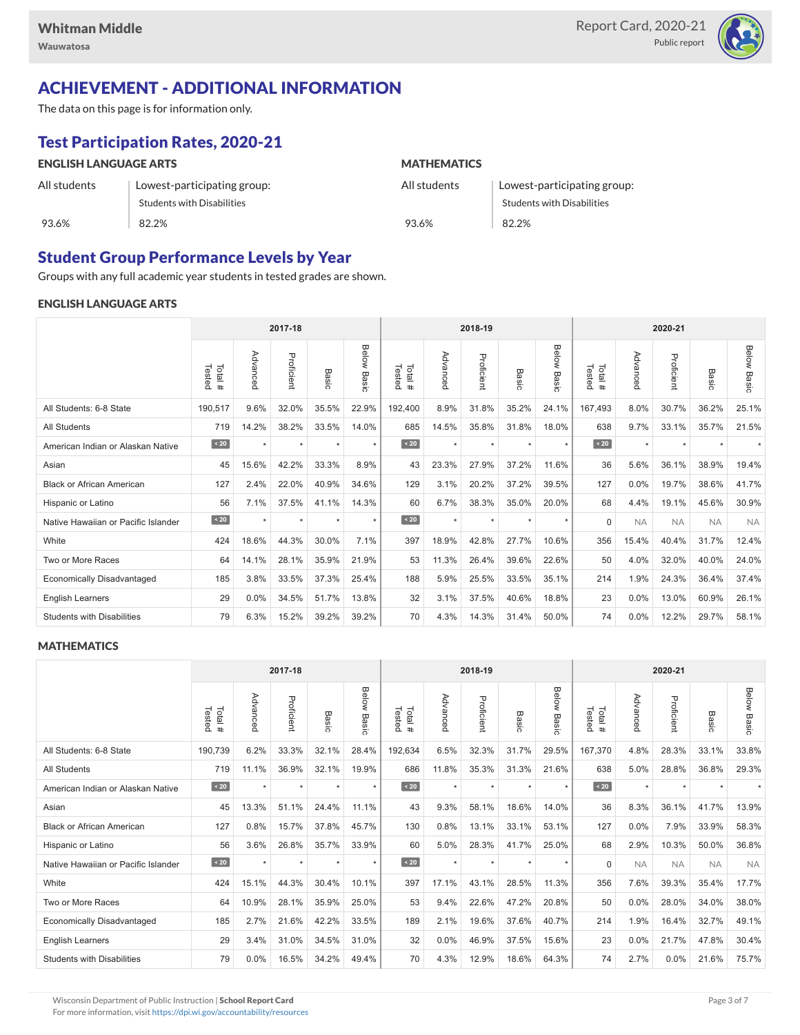Whitman Middle
Wauwatosa

Report Card, 2020-21
Public report

## ACHIEVEMENT - ADDITIONAL INFORMATION

The data on this page is for information only.

## Test Participation Rates, 2020-21

### ENGLISH LANGUAGE ARTS

| All students | Lowest-participating group: Students with Disabilities |
|---|---|
| 93.6% | 82.2% |

### MATHEMATICS

| All students | Lowest-participating group: Students with Disabilities |
|---|---|
| 93.6% | 82.2% |

## Student Group Performance Levels by Year

Groups with any full academic year students in tested grades are shown.

### ENGLISH LANGUAGE ARTS

| | 2017-18 | | | | | 2018-19 | | | | | 2020-21 | | | | |
|---|---|---|---|---|---|---|---|---|---|---|---|---|---|---|---|
| | Total # Tested | Advanced | Proficient | Basic | Below Basic | Total # Tested | Advanced | Proficient | Basic | Below Basic | Total # Tested | Advanced | Proficient | Basic | Below Basic |
| All Students: 6-8 State | 190,517 | 9.6% | 32.0% | 35.5% | 22.9% | 192,400 | 8.9% | 31.8% | 35.2% | 24.1% | 167,493 | 8.0% | 30.7% | 36.2% | 25.1% |
| All Students | 719 | 14.2% | 38.2% | 33.5% | 14.0% | 685 | 14.5% | 35.8% | 31.8% | 18.0% | 638 | 9.7% | 33.1% | 35.7% | 21.5% |
| American Indian or Alaskan Native | < 20 | * | * | * | * | < 20 | * | * | * | * | < 20 | * | * | * | * |
| Asian | 45 | 15.6% | 42.2% | 33.3% | 8.9% | 43 | 23.3% | 27.9% | 37.2% | 11.6% | 36 | 5.6% | 36.1% | 38.9% | 19.4% |
| Black or African American | 127 | 2.4% | 22.0% | 40.9% | 34.6% | 129 | 3.1% | 20.2% | 37.2% | 39.5% | 127 | 0.0% | 19.7% | 38.6% | 41.7% |
| Hispanic or Latino | 56 | 7.1% | 37.5% | 41.1% | 14.3% | 60 | 6.7% | 38.3% | 35.0% | 20.0% | 68 | 4.4% | 19.1% | 45.6% | 30.9% |
| Native Hawaiian or Pacific Islander | < 20 | * | * | * | * | < 20 | * | * | * | * | 0 | NA | NA | NA | NA |
| White | 424 | 18.6% | 44.3% | 30.0% | 7.1% | 397 | 18.9% | 42.8% | 27.7% | 10.6% | 356 | 15.4% | 40.4% | 31.7% | 12.4% |
| Two or More Races | 64 | 14.1% | 28.1% | 35.9% | 21.9% | 53 | 11.3% | 26.4% | 39.6% | 22.6% | 50 | 4.0% | 32.0% | 40.0% | 24.0% |
| Economically Disadvantaged | 185 | 3.8% | 33.5% | 37.3% | 25.4% | 188 | 5.9% | 25.5% | 33.5% | 35.1% | 214 | 1.9% | 24.3% | 36.4% | 37.4% |
| English Learners | 29 | 0.0% | 34.5% | 51.7% | 13.8% | 32 | 3.1% | 37.5% | 40.6% | 18.8% | 23 | 0.0% | 13.0% | 60.9% | 26.1% |
| Students with Disabilities | 79 | 6.3% | 15.2% | 39.2% | 39.2% | 70 | 4.3% | 14.3% | 31.4% | 50.0% | 74 | 0.0% | 12.2% | 29.7% | 58.1% |

### MATHEMATICS

| | 2017-18 | | | | | 2018-19 | | | | | 2020-21 | | | | |
|---|---|---|---|---|---|---|---|---|---|---|---|---|---|---|---|
| | Total # Tested | Advanced | Proficient | Basic | Below Basic | Total # Tested | Advanced | Proficient | Basic | Below Basic | Total # Tested | Advanced | Proficient | Basic | Below Basic |
| All Students: 6-8 State | 190,739 | 6.2% | 33.3% | 32.1% | 28.4% | 192,634 | 6.5% | 32.3% | 31.7% | 29.5% | 167,370 | 4.8% | 28.3% | 33.1% | 33.8% |
| All Students | 719 | 11.1% | 36.9% | 32.1% | 19.9% | 686 | 11.8% | 35.3% | 31.3% | 21.6% | 638 | 5.0% | 28.8% | 36.8% | 29.3% |
| American Indian or Alaskan Native | < 20 | * | * | * | * | < 20 | * | * | * | * | < 20 | * | * | * | * |
| Asian | 45 | 13.3% | 51.1% | 24.4% | 11.1% | 43 | 9.3% | 58.1% | 18.6% | 14.0% | 36 | 8.3% | 36.1% | 41.7% | 13.9% |
| Black or African American | 127 | 0.8% | 15.7% | 37.8% | 45.7% | 130 | 0.8% | 13.1% | 33.1% | 53.1% | 127 | 0.0% | 7.9% | 33.9% | 58.3% |
| Hispanic or Latino | 56 | 3.6% | 26.8% | 35.7% | 33.9% | 60 | 5.0% | 28.3% | 41.7% | 25.0% | 68 | 2.9% | 10.3% | 50.0% | 36.8% |
| Native Hawaiian or Pacific Islander | < 20 | * | * | * | * | < 20 | * | * | * | * | 0 | NA | NA | NA | NA |
| White | 424 | 15.1% | 44.3% | 30.4% | 10.1% | 397 | 17.1% | 43.1% | 28.5% | 11.3% | 356 | 7.6% | 39.3% | 35.4% | 17.7% |
| Two or More Races | 64 | 10.9% | 28.1% | 35.9% | 25.0% | 53 | 9.4% | 22.6% | 47.2% | 20.8% | 50 | 0.0% | 28.0% | 34.0% | 38.0% |
| Economically Disadvantaged | 185 | 2.7% | 21.6% | 42.2% | 33.5% | 189 | 2.1% | 19.6% | 37.6% | 40.7% | 214 | 1.9% | 16.4% | 32.7% | 49.1% |
| English Learners | 29 | 3.4% | 31.0% | 34.5% | 31.0% | 32 | 0.0% | 46.9% | 37.5% | 15.6% | 23 | 0.0% | 21.7% | 47.8% | 30.4% |
| Students with Disabilities | 79 | 0.0% | 16.5% | 34.2% | 49.4% | 70 | 4.3% | 12.9% | 18.6% | 64.3% | 74 | 2.7% | 0.0% | 21.6% | 75.7% |

Wisconsin Department of Public Instruction | **School Report Card**
For more information, visit https://dpi.wi.gov/accountability/resources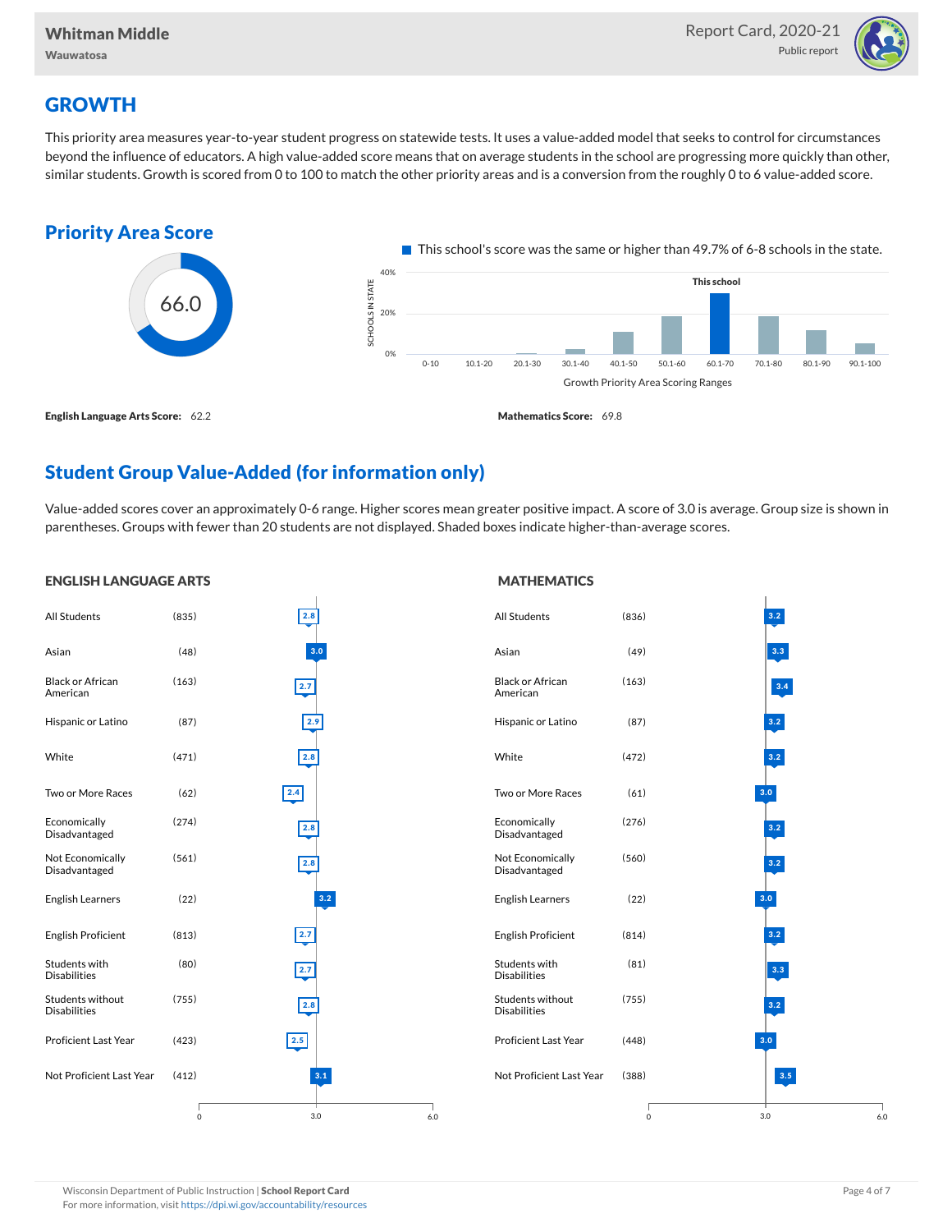Whitman Middle
Wauwatosa

Report Card, 2020-21
Public report

## GROWTH

This priority area measures year-to-year student progress on statewide tests. It uses a value-added model that seeks to control for circumstances beyond the influence of educators. A high value-added score means that on average students in the school are progressing more quickly than other, similar students. Growth is scored from 0 to 100 to match the other priority areas and is a conversion from the roughly 0 to 6 value-added score.

### Priority Area Score

66.0

This school's score was the same or higher than 49.7% of 6-8 schools in the state.

Growth Priority Area Scoring Ranges: 0-10, 10.1-20, 20.1-30, 30.1-40, 40.1-50, 50.1-60, 60.1-70 (This school), 70.1-80, 80.1-90, 90.1-100

**English Language Arts Score:** 62.2

**Mathematics Score:** 69.8

### Student Group Value-Added (for information only)

Value-added scores cover an approximately 0-6 range. Higher scores mean greater positive impact. A score of 3.0 is average. Group size is shown in parentheses. Groups with fewer than 20 students are not displayed. Shaded boxes indicate higher-than-average scores.

| Student Group | ELA (n) | ELA Value-Added | Math (n) | Math Value-Added |
|---|---|---|---|---|
| All Students | (835) | 2.8 | (836) | 3.2 |
| Asian | (48) | 3.0 | (49) | 3.3 |
| Black or African American | (163) | 2.7 | (163) | 3.4 |
| Hispanic or Latino | (87) | 2.9 | (87) | 3.2 |
| White | (471) | 2.8 | (472) | 3.2 |
| Two or More Races | (62) | 2.4 | (61) | 3.0 |
| Economically Disadvantaged | (274) | 2.8 | (276) | 3.2 |
| Not Economically Disadvantaged | (561) | 2.8 | (560) | 3.2 |
| English Learners | (22) | 3.2 | (22) | 3.0 |
| English Proficient | (813) | 2.7 | (814) | 3.2 |
| Students with Disabilities | (80) | 2.7 | (81) | 3.3 |
| Students without Disabilities | (755) | 2.8 | (755) | 3.2 |
| Proficient Last Year | (423) | 2.5 | (448) | 3.0 |
| Not Proficient Last Year | (412) | 3.1 | (388) | 3.5 |

Wisconsin Department of Public Instruction | **School Report Card**
For more information, visit https://dpi.wi.gov/accountability/resources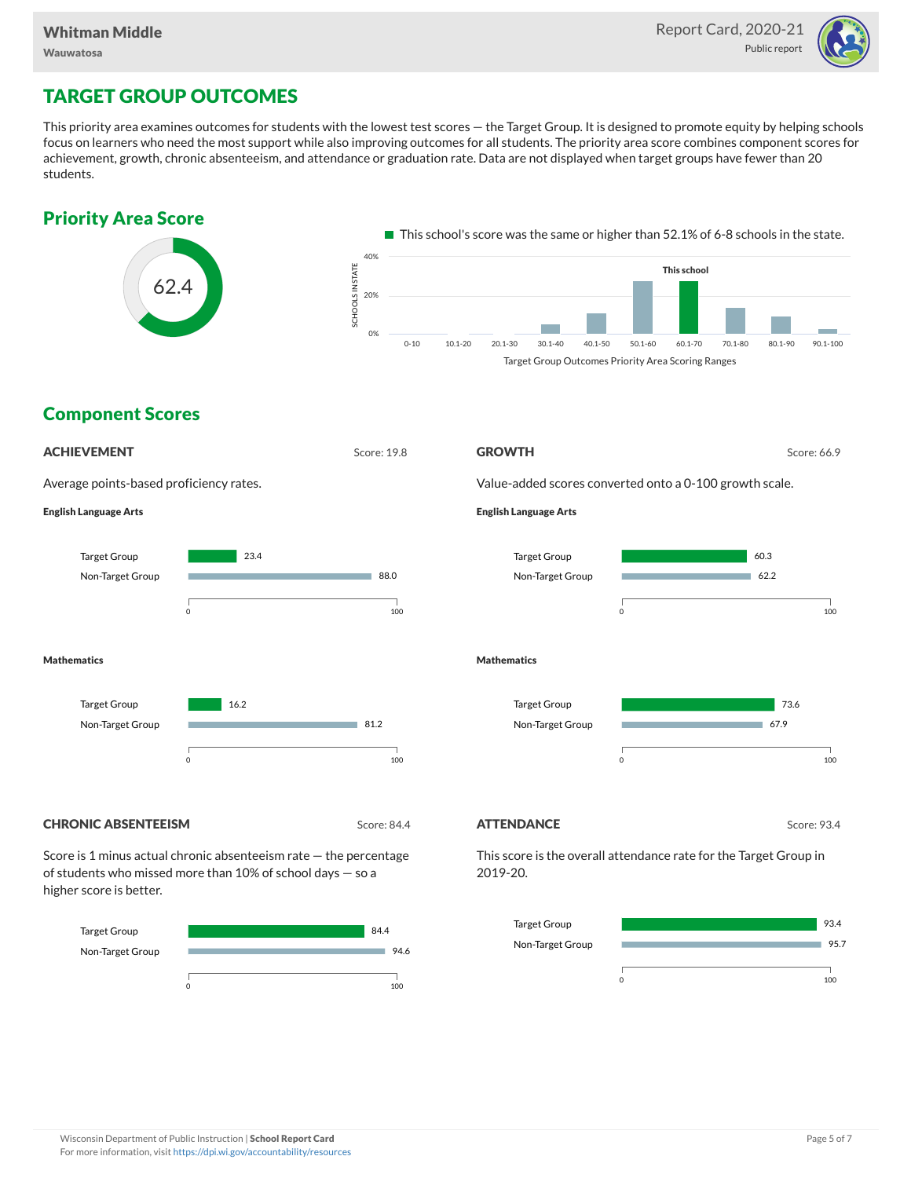# TARGET GROUP OUTCOMES

This priority area examines outcomes for students with the lowest test scores — the Target Group. It is designed to promote equity by helping schools focus on learners who need the most support while also improving outcomes for all students. The priority area score combines component scores for achievement, growth, chronic absenteeism, and attendance or graduation rate. Data are not displayed when target groups have fewer than 20 students.

## Priority Area Score

62.4

This school's score was the same or higher than 52.1% of 6-8 schools in the state.

Target Group Outcomes Priority Area Scoring Ranges (This school: 60.1-70)

## Component Scores

### ACHIEVEMENT

Score: 19.8

Average points-based proficiency rates.

**English Language Arts**

| | Score |
|---|---|
| Target Group | 23.4 |
| Non-Target Group | 88.0 |

**Mathematics**

| | Score |
|---|---|
| Target Group | 16.2 |
| Non-Target Group | 81.2 |

### GROWTH

Score: 66.9

Value-added scores converted onto a 0-100 growth scale.

**English Language Arts**

| | Score |
|---|---|
| Target Group | 60.3 |
| Non-Target Group | 62.2 |

**Mathematics**

| | Score |
|---|---|
| Target Group | 73.6 |
| Non-Target Group | 67.9 |

### CHRONIC ABSENTEEISM

Score: 84.4

Score is 1 minus actual chronic absenteeism rate — the percentage of students who missed more than 10% of school days — so a higher score is better.

| | Score |
|---|---|
| Target Group | 84.4 |
| Non-Target Group | 94.6 |

### ATTENDANCE

Score: 93.4

This score is the overall attendance rate for the Target Group in 2019-20.

| | Score |
|---|---|
| Target Group | 93.4 |
| Non-Target Group | 95.7 |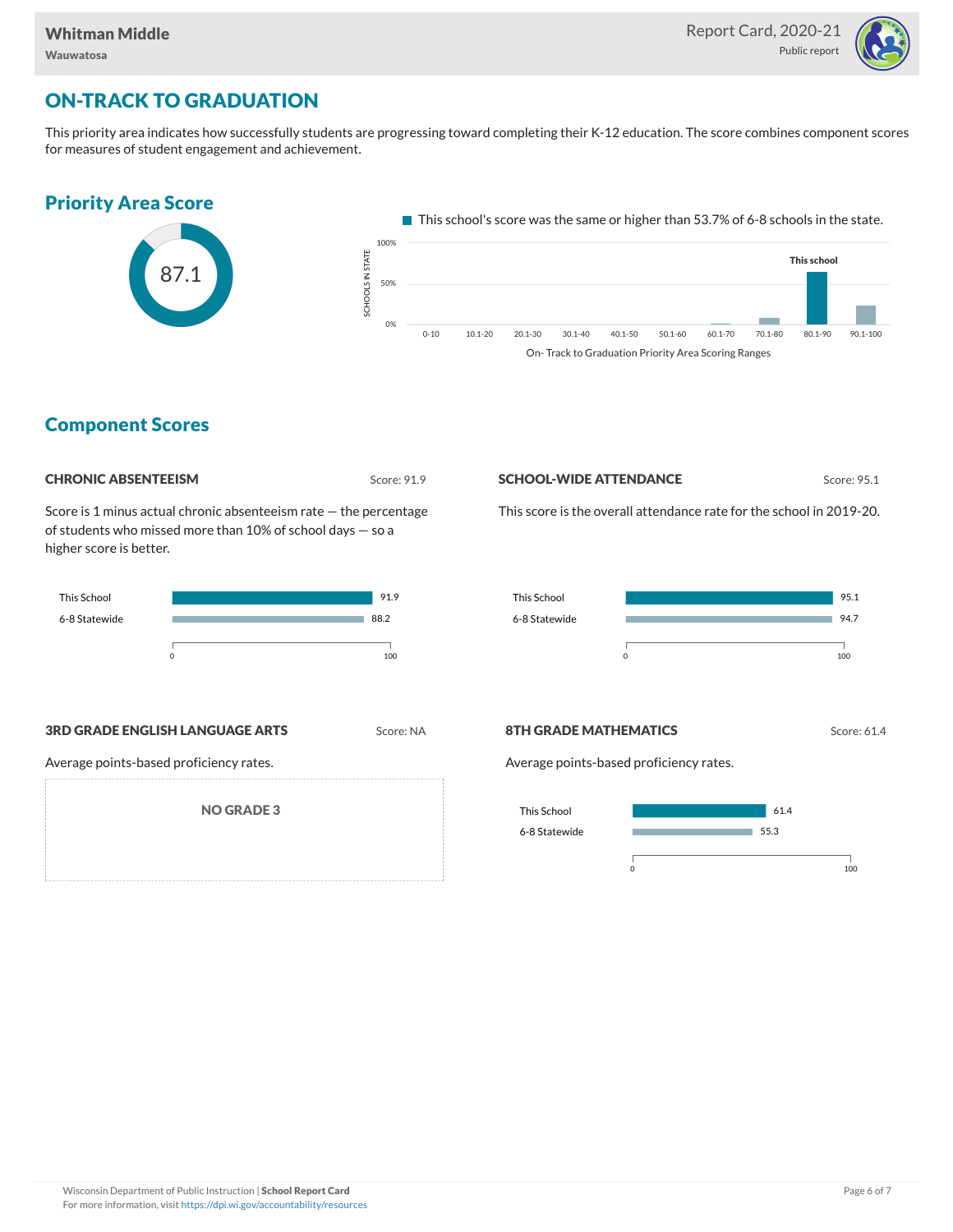Whitman Middle
Wauwatosa

Report Card, 2020-21
Public report

## ON-TRACK TO GRADUATION

This priority area indicates how successfully students are progressing toward completing their K-12 education. The score combines component scores for measures of student engagement and achievement.

### Priority Area Score

87.1

This school's score was the same or higher than 53.7% of 6-8 schools in the state.

On- Track to Graduation Priority Area Scoring Ranges

### Component Scores

#### CHRONIC ABSENTEEISM

Score: 91.9

Score is 1 minus actual chronic absenteeism rate — the percentage of students who missed more than 10% of school days — so a higher score is better.

| | |
|---|---|
| This School | 91.9 |
| 6-8 Statewide | 88.2 |

#### SCHOOL-WIDE ATTENDANCE

Score: 95.1

This score is the overall attendance rate for the school in 2019-20.

| | |
|---|---|
| This School | 95.1 |
| 6-8 Statewide | 94.7 |

#### 3RD GRADE ENGLISH LANGUAGE ARTS

Score: NA

Average points-based proficiency rates.

NO GRADE 3

#### 8TH GRADE MATHEMATICS

Score: 61.4

Average points-based proficiency rates.

| | |
|---|---|
| This School | 61.4 |
| 6-8 Statewide | 55.3 |

Wisconsin Department of Public Instruction | **School Report Card**
For more information, visit https://dpi.wi.gov/accountability/resources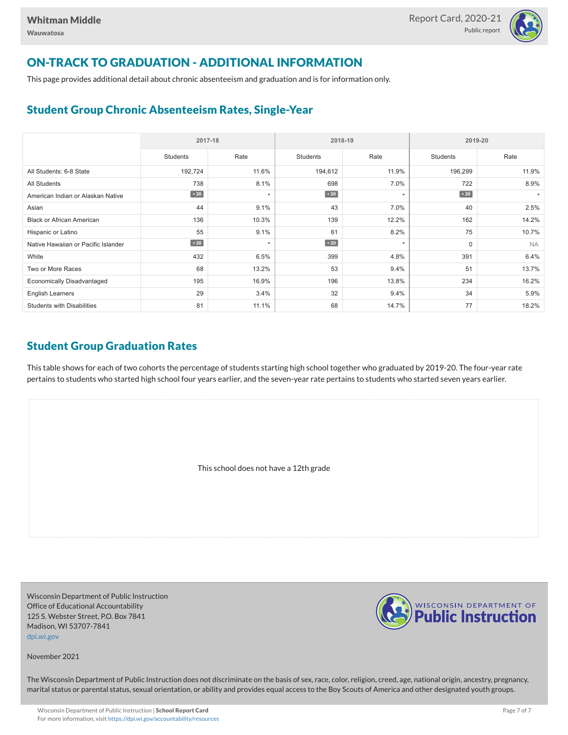Whitman Middle
Wauwatosa

Report Card, 2020-21
Public report

# ON-TRACK TO GRADUATION - ADDITIONAL INFORMATION

This page provides additional detail about chronic absenteeism and graduation and is for information only.

## Student Group Chronic Absenteeism Rates, Single-Year

| | 2017-18 | | 2018-19 | | 2019-20 | |
|---|---|---|---|---|---|---|
| | Students | Rate | Students | Rate | Students | Rate |
| All Students: 6-8 State | 192,724 | 11.6% | 194,612 | 11.9% | 196,299 | 11.9% |
| All Students | 738 | 8.1% | 698 | 7.0% | 722 | 8.9% |
| American Indian or Alaskan Native | < 20 | * | < 20 | * | < 20 | * |
| Asian | 44 | 9.1% | 43 | 7.0% | 40 | 2.5% |
| Black or African American | 136 | 10.3% | 139 | 12.2% | 162 | 14.2% |
| Hispanic or Latino | 55 | 9.1% | 61 | 8.2% | 75 | 10.7% |
| Native Hawaiian or Pacific Islander | < 20 | * | < 20 | * | 0 | NA |
| White | 432 | 6.5% | 399 | 4.8% | 391 | 6.4% |
| Two or More Races | 68 | 13.2% | 53 | 9.4% | 51 | 13.7% |
| Economically Disadvantaged | 195 | 16.9% | 196 | 13.8% | 234 | 16.2% |
| English Learners | 29 | 3.4% | 32 | 9.4% | 34 | 5.9% |
| Students with Disabilities | 81 | 11.1% | 68 | 14.7% | 77 | 18.2% |

## Student Group Graduation Rates

This table shows for each of two cohorts the percentage of students starting high school together who graduated by 2019-20. The four-year rate pertains to students who started high school four years earlier, and the seven-year rate pertains to students who started seven years earlier.

This school does not have a 12th grade

Wisconsin Department of Public Instruction
Office of Educational Accountability
125 S. Webster Street, P.O. Box 7841
Madison, WI 53707-7841
dpi.wi.gov

November 2021

The Wisconsin Department of Public Instruction does not discriminate on the basis of sex, race, color, religion, creed, age, national origin, ancestry, pregnancy, marital status or parental status, sexual orientation, or ability and provides equal access to the Boy Scouts of America and other designated youth groups.